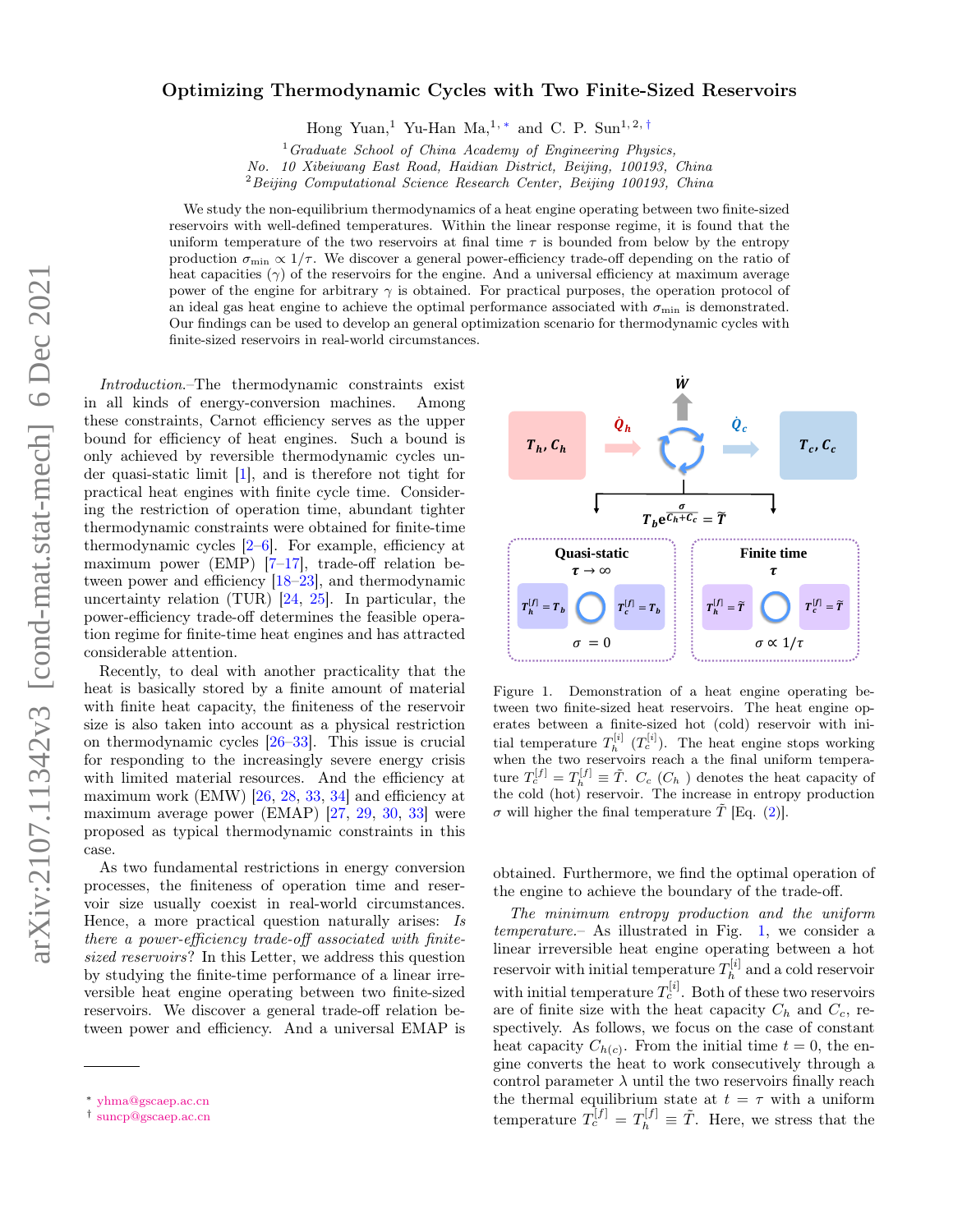# Optimizing Thermodynamic Cycles with Two Finite-Sized Reservoirs

Hong Yuan,[1] Yu-Han Ma,[1,*] and C. P. Sun[1,2,†]

[1] *Graduate School of China Academy of Engineering Physics, No. 10 Xibeiwang East Road, Haidian District, Beijing, 100193, China*

[2] *Beijing Computational Science Research Center, Beijing 100193, China*

We study the non-equilibrium thermodynamics of a heat engine operating between two finite-sized reservoirs with well-defined temperatures. Within the linear response regime, it is found that the uniform temperature of the two reservoirs at final time $\tau$ is bounded from below by the entropy production $\sigma_{\rm min} \propto 1/\tau$. We discover a general power-efficiency trade-off depending on the ratio of heat capacities ($\gamma$) of the reservoirs for the engine. And a universal efficiency at maximum average power of the engine for arbitrary $\gamma$ is obtained. For practical purposes, the operation protocol of an ideal gas heat engine to achieve the optimal performance associated with $\sigma_{\rm min}$ is demonstrated. Our findings can be used to develop an general optimization scenario for thermodynamic cycles with finite-sized reservoirs in real-world circumstances.

*Introduction.*–The thermodynamic constraints exist in all kinds of energy-conversion machines. Among these constraints, Carnot efficiency serves as the upper bound for efficiency of heat engines. Such a bound is only achieved by reversible thermodynamic cycles under the quasi-static limit [1], and is therefore not tight for practical heat engines with finite cycle time. Considering the restriction of operation time, abundant tighter thermodynamic constraints were obtained for finite-time thermodynamic cycles [2–6]. For example, efficiency at maximum power (EMP) [7–17], trade-off relation between power and efficiency [18–23], and thermodynamic uncertainty relation (TUR) [24, 25]. In particular, the power-efficiency trade-off determines the feasible operation regime for finite-time heat engines and has attracted considerable attention.

Recently, to deal with another practicality that the heat is basically stored by a finite amount of material with finite heat capacity, the finiteness of the reservoir size is also taken into account as a physical restriction on thermodynamic cycles [26–33]. This issue is crucial for responding to the increasingly severe energy crisis with limited material resources. And the efficiency at maximum work (EMW) [26, 28, 33, 34] and efficiency at maximum average power (EMAP) [27, 29, 30, 33] were proposed as typical thermodynamic constraints in this case.

As two fundamental restrictions in energy conversion processes, the finiteness of operation time and reservoir size usually coexist in real-world circumstances. Hence, a more practical question naturally arises: *Is there a power-efficiency trade-off associated with finite-sized reservoirs?* In this Letter, we address this question by studying the finite-time performance of a linear irreversible heat engine operating between two finite-sized reservoirs. We discover a general trade-off relation between power and efficiency. And a universal EMAP is obtained. Furthermore, we find the optimal operation of the engine to achieve the boundary of the trade-off.

Figure 1. Demonstration of a heat engine operating between two finite-sized heat reservoirs. The heat engine operates between a finite-sized hot (cold) reservoir with initial temperature $T_h^{[i]}$ ($T_c^{[i]}$). The heat engine stops working when the two reservoirs reach a the final uniform temperature $T_c^{[f]} = T_h^{[f]} \equiv \tilde{T}$. $C_c$ ($C_h$ ) denotes the heat capacity of the cold (hot) reservoir. The increase in entropy production $\sigma$ will higher the final temperature $\tilde{T}$ [Eq. (2)].

*The minimum entropy production and the uniform temperature.*– As illustrated in Fig. 1, we consider a linear irreversible heat engine operating between a hot reservoir with initial temperature $T_h^{[i]}$ and a cold reservoir with initial temperature $T_c^{[i]}$. Both of these two reservoirs are of finite size with the heat capacity $C_h$ and $C_c$, respectively. As follows, we focus on the case of constant heat capacity $C_{h(c)}$. From the initial time $t = 0$, the engine converts the heat to work consecutively through a control parameter $\lambda$ until the two reservoirs finally reach the thermal equilibrium state at $t = \tau$ with a uniform temperature $T_c^{[f]} = T_h^{[f]} \equiv \tilde{T}$. Here, we stress that the

* yhma@gscaep.ac.cn

† suncp@gscaep.ac.cn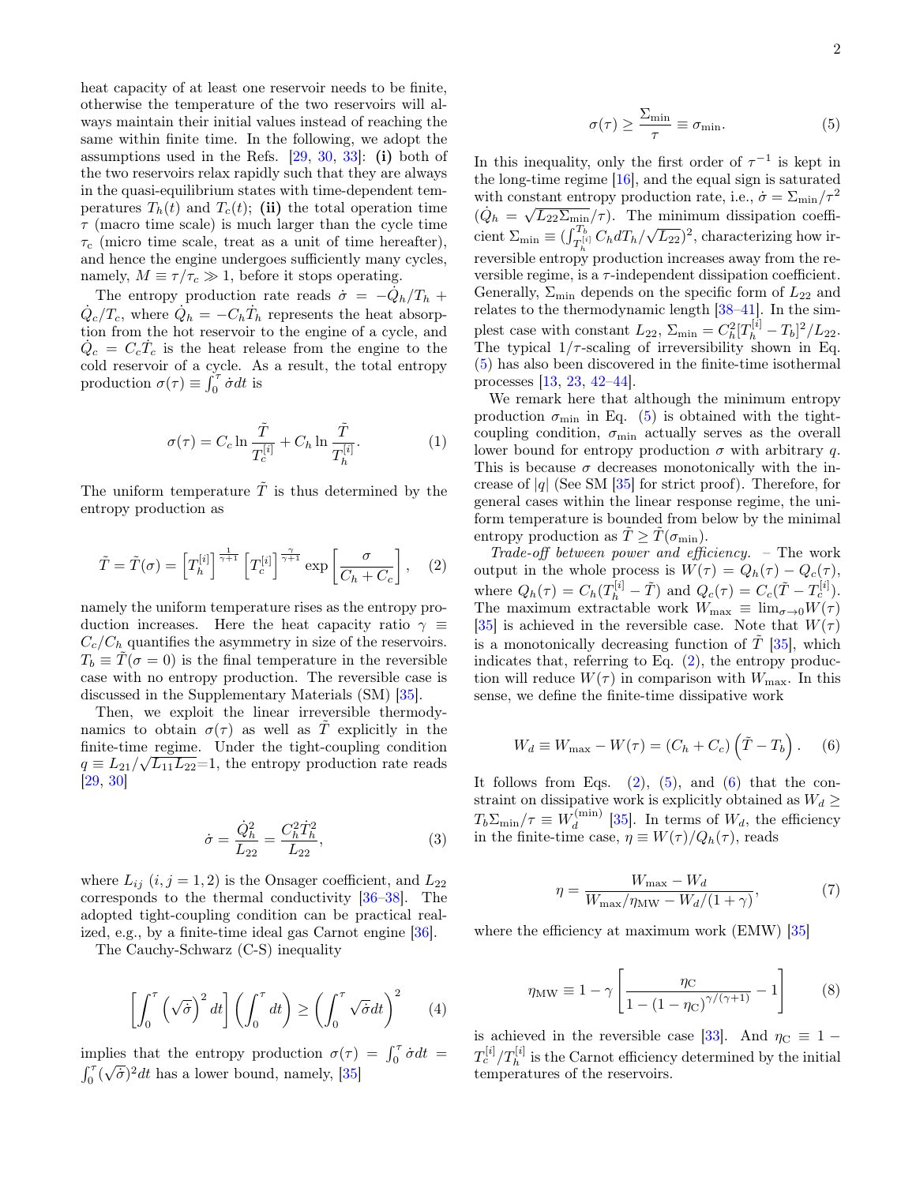heat capacity of at least one reservoir needs to be finite, otherwise the temperature of the two reservoirs will always maintain their initial values instead of reaching the same within finite time. In the following, we adopt the assumptions used in the Refs. [29, 30, 33]: **(i)** both of the two reservoirs relax rapidly such that they are always in the quasi-equilibrium states with time-dependent temperatures $T_h(t)$ and $T_c(t)$; **(ii)** the total operation time $\tau$ (macro time scale) is much larger than the cycle time $\tau_c$ (micro time scale, treat as a unit of time hereafter), and hence the engine undergoes sufficiently many cycles, namely, $M \equiv \tau/\tau_c \gg 1$, before it stops operating.

The entropy production rate reads $\dot{\sigma} = -\dot{Q}_h/T_h + \dot{Q}_c/T_c$, where $\dot{Q}_h = -C_h\dot{T}_h$ represents the heat absorption from the hot reservoir to the engine of a cycle, and $\dot{Q}_c = C_c\dot{T}_c$ is the heat release from the engine to the cold reservoir of a cycle. As a result, the total entropy production $\sigma(\tau) \equiv \int_0^\tau \dot{\sigma}dt$ is

$$\sigma(\tau) = C_c \ln \frac{\tilde{T}}{T_c^{[i]}} + C_h \ln \frac{\tilde{T}}{T_h^{[i]}}. \quad (1)$$

The uniform temperature $\tilde{T}$ is thus determined by the entropy production as

$$\tilde{T} = \tilde{T}(\sigma) = \left[T_h^{[i]}\right]^{\frac{1}{\gamma+1}} \left[T_c^{[i]}\right]^{\frac{\gamma}{\gamma+1}} \exp\left[\frac{\sigma}{C_h + C_c}\right], \quad (2)$$

namely the uniform temperature rises as the entropy production increases. Here the heat capacity ratio $\gamma \equiv C_c/C_h$ quantifies the asymmetry in size of the reservoirs. $T_b \equiv \tilde{T}(\sigma = 0)$ is the final temperature in the reversible case with no entropy production. The reversible case is discussed in the Supplementary Materials (SM) [35].

Then, we exploit the linear irreversible thermodynamics to obtain $\sigma(\tau)$ as well as $\tilde{T}$ explicitly in the finite-time regime. Under the tight-coupling condition $q \equiv L_{21}/\sqrt{L_{11}L_{22}}$=1, the entropy production rate reads [29, 30]

$$\dot{\sigma} = \frac{\dot{Q}_h^2}{L_{22}} = \frac{C_h^2 \dot{T}_h^2}{L_{22}}, \quad (3)$$

where $L_{ij}$ $(i, j = 1, 2)$ is the Onsager coefficient, and $L_{22}$ corresponds to the thermal conductivity [36–38]. The adopted tight-coupling condition can be practical realized, e.g., by a finite-time ideal gas Carnot engine [36].

The Cauchy-Schwarz (C-S) inequality

$$\left[\int_0^\tau \left(\sqrt{\dot{\sigma}}\right)^2 dt\right] \left(\int_0^\tau dt\right) \geq \left(\int_0^\tau \sqrt{\dot{\sigma}} dt\right)^2 \quad (4)$$

implies that the entropy production $\sigma(\tau) = \int_0^\tau \dot{\sigma}dt = \int_0^\tau (\sqrt{\dot{\sigma}})^2 dt$ has a lower bound, namely, [35]

$$\sigma(\tau) \geq \frac{\Sigma_{\min}}{\tau} \equiv \sigma_{\min}. \quad (5)$$

In this inequality, only the first order of $\tau^{-1}$ is kept in the long-time regime [16], and the equal sign is saturated with constant entropy production rate, i.e., $\dot{\sigma} = \Sigma_{\min}/\tau^2$ ($\dot{Q}_h = \sqrt{L_{22}\Sigma_{\min}}/\tau$). The minimum dissipation coefficient $\Sigma_{\min} \equiv (\int_{T_h^{[i]}}^{T_b} C_h dT_h/\sqrt{L_{22}})^2$, characterizing how irreversible entropy production increases away from the reversible regime, is a $\tau$-independent dissipation coefficient. Generally, $\Sigma_{\min}$ depends on the specific form of $L_{22}$ and relates to the thermodynamic length [38–41]. In the simplest case with constant $L_{22}$, $\Sigma_{\min} = C_h^2[T_h^{[i]} - T_b]^2/L_{22}$. The typical $1/\tau$-scaling of irreversibility shown in Eq. (5) has also been discovered in the finite-time isothermal processes [13, 23, 42–44].

We remark here that although the minimum entropy production $\sigma_{\min}$ in Eq. (5) is obtained with the tight-coupling condition, $\sigma_{\min}$ actually serves as the overall lower bound for entropy production $\sigma$ with arbitrary $q$. This is because $\sigma$ decreases monotonically with the increase of $|q|$ (See SM [35] for strict proof). Therefore, for general cases within the linear response regime, the uniform temperature is bounded from below by the minimal entropy production as $\tilde{T} \geq \tilde{T}(\sigma_{\min})$.

*Trade-off between power and efficiency.* – The work output in the whole process is $W(\tau) = Q_h(\tau) - Q_c(\tau)$, where $Q_h(\tau) = C_h(T_h^{[i]} - \tilde{T})$ and $Q_c(\tau) = C_c(\tilde{T} - T_c^{[i]})$. The maximum extractable work $W_{\max} \equiv \lim_{\sigma\to 0} W(\tau)$ [35] is achieved in the reversible case. Note that $W(\tau)$ is a monotonically decreasing function of $\tilde{T}$ [35], which indicates that, referring to Eq. (2), the entropy production will reduce $W(\tau)$ in comparison with $W_{\max}$. In this sense, we define the finite-time dissipative work

$$W_d \equiv W_{\max} - W(\tau) = (C_h + C_c)\left(\tilde{T} - T_b\right). \quad (6)$$

It follows from Eqs. (2), (5), and (6) that the constraint on dissipative work is explicitly obtained as $W_d \geq T_b\Sigma_{\min}/\tau \equiv W_d^{(\min)}$ [35]. In terms of $W_d$, the efficiency in the finite-time case, $\eta \equiv W(\tau)/Q_h(\tau)$, reads

$$\eta = \frac{W_{\max} - W_d}{W_{\max}/\eta_{\mathrm{MW}} - W_d/(1+\gamma)}, \quad (7)$$

where the efficiency at maximum work (EMW) [35]

$$\eta_{\mathrm{MW}} \equiv 1 - \gamma\left[\frac{\eta_{\mathrm{C}}}{1 - (1 - \eta_{\mathrm{C}})^{\gamma/(\gamma+1)}} - 1\right] \quad (8)$$

is achieved in the reversible case [33]. And $\eta_{\mathrm{C}} \equiv 1 - T_c^{[i]}/T_h^{[i]}$ is the Carnot efficiency determined by the initial temperatures of the reservoirs.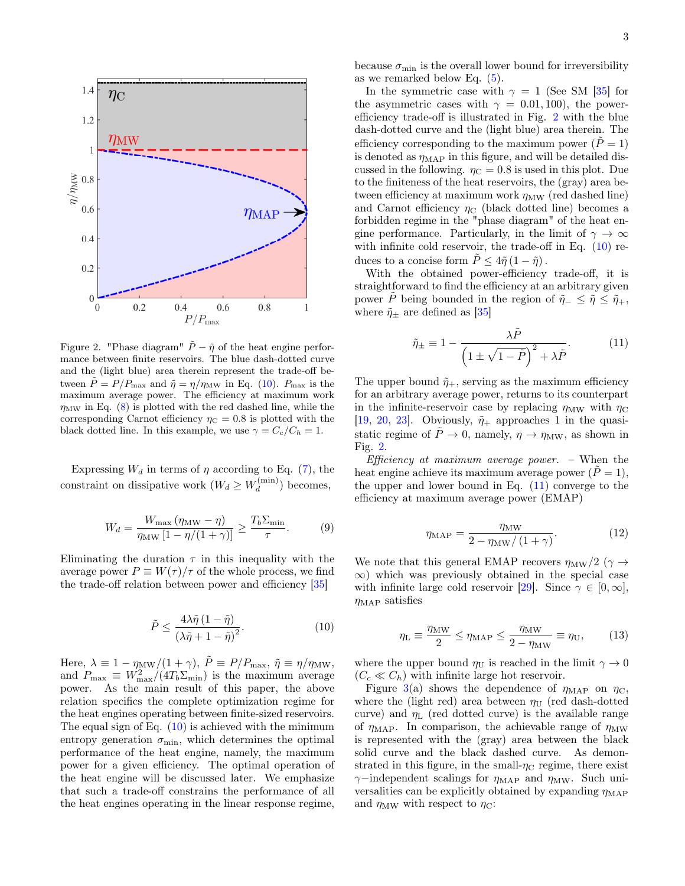Figure 2. "Phase diagram" $\tilde{P}-\tilde{\eta}$ of the heat engine performance between finite reservoirs. The blue dash-dotted curve and the (light blue) area therein represent the trade-off between $\tilde{P}=P/P_{\mathrm{max}}$ and $\tilde{\eta}=\eta/\eta_{\mathrm{MW}}$ in Eq. (10). $P_{\mathrm{max}}$ is the maximum average power. The efficiency at maximum work $\eta_{\mathrm{MW}}$ in Eq. (8) is plotted with the red dashed line, while the corresponding Carnot efficiency $\eta_{\mathrm{C}}=0.8$ is plotted with the black dotted line. In this example, we use $\gamma=C_c/C_h=1$.

Expressing $W_d$ in terms of $\eta$ according to Eq. (7), the constraint on dissipative work ($W_d \geq W_d^{(\mathrm{min})}$) becomes,

$$W_d=\frac{W_{\mathrm{max}}\left(\eta_{\mathrm{MW}}-\eta\right)}{\eta_{\mathrm{MW}}\left[1-\eta/(1+\gamma)\right]}\geq\frac{T_b\Sigma_{\mathrm{min}}}{\tau}. \tag{9}$$

Eliminating the duration $\tau$ in this inequality with the average power $P\equiv W(\tau)/\tau$ of the whole process, we find the trade-off relation between power and efficiency [35]

$$\tilde{P}\leq\frac{4\lambda\tilde{\eta}\left(1-\tilde{\eta}\right)}{\left(\lambda\tilde{\eta}+1-\tilde{\eta}\right)^{2}}. \tag{10}$$

Here, $\lambda\equiv1-\eta_{\mathrm{MW}}/(1+\gamma)$, $\tilde{P}\equiv P/P_{\mathrm{max}}$, $\tilde{\eta}\equiv\eta/\eta_{\mathrm{MW}}$, and $P_{\mathrm{max}}\equiv W_{\mathrm{max}}^{2}/(4T_b\Sigma_{\mathrm{min}})$ is the maximum average power. As the main result of this paper, the above relation specifics the complete optimization regime for the heat engines operating between finite-sized reservoirs. The equal sign of Eq. (10) is achieved with the minimum entropy generation $\sigma_{\mathrm{min}}$, which determines the optimal performance of the heat engine, namely, the maximum power for a given efficiency. The optimal operation of the heat engine will be discussed later. We emphasize that such a trade-off constrains the performance of all the heat engines operating in the linear response regime, because $\sigma_{\mathrm{min}}$ is the overall lower bound for irreversibility as we remarked below Eq. (5).

In the symmetric case with $\gamma=1$ (See SM [35] for the asymmetric cases with $\gamma=0.01,100$), the power-efficiency trade-off is illustrated in Fig. 2 with the blue dash-dotted curve and the (light blue) area therein. The efficiency corresponding to the maximum power ($\tilde{P}=1$) is denoted as $\eta_{\mathrm{MAP}}$ in this figure, and will be detailed discussed in the following. $\eta_{\mathrm{C}}=0.8$ is used in this plot. Due to the finiteness of the heat reservoirs, the (gray) area between efficiency at maximum work $\eta_{\mathrm{MW}}$ (red dashed line) and Carnot efficiency $\eta_{\mathrm{C}}$ (black dotted line) becomes a forbidden regime in the "phase diagram" of the heat engine performance. Particularly, in the limit of $\gamma\rightarrow\infty$ with infinite cold reservoir, the trade-off in Eq. (10) reduces to a concise form $\tilde{P}\leq4\tilde{\eta}\left(1-\tilde{\eta}\right)$.

With the obtained power-efficiency trade-off, it is straightforward to find the efficiency at an arbitrary given power $\tilde{P}$ being bounded in the region of $\tilde{\eta}_{-}\leq\tilde{\eta}\leq\tilde{\eta}_{+}$, where $\tilde{\eta}_{\pm}$ are defined as [35]

$$\tilde{\eta}_{\pm}\equiv1-\frac{\lambda\tilde{P}}{\left(1\pm\sqrt{1-\tilde{P}}\right)^{2}+\lambda\tilde{P}}. \tag{11}$$

The upper bound $\tilde{\eta}_{+}$, serving as the maximum efficiency for an arbitrary average power, returns to its counterpart in the infinite-reservoir case by replacing $\eta_{\mathrm{MW}}$ with $\eta_{\mathrm{C}}$ [19, 20, 23]. Obviously, $\tilde{\eta}_{+}$ approaches 1 in the quasi-static regime of $\tilde{P}\rightarrow0$, namely, $\eta\rightarrow\eta_{\mathrm{MW}}$, as shown in Fig. 2.

*Efficiency at maximum average power.* – When the heat engine achieve its maximum average power ($\tilde{P}=1$), the upper and lower bound in Eq. (11) converge to the efficiency at maximum average power (EMAP)

$$\eta_{\mathrm{MAP}}=\frac{\eta_{\mathrm{MW}}}{2-\eta_{\mathrm{MW}}/\left(1+\gamma\right)}. \tag{12}$$

We note that this general EMAP recovers $\eta_{\mathrm{MW}}/2$ ($\gamma\rightarrow\infty$) which was previously obtained in the special case with infinite large cold reservoir [29]. Since $\gamma\in[0,\infty]$, $\eta_{\mathrm{MAP}}$ satisfies

$$\eta_{\mathrm{L}}\equiv\frac{\eta_{\mathrm{MW}}}{2}\leq\eta_{\mathrm{MAP}}\leq\frac{\eta_{\mathrm{MW}}}{2-\eta_{\mathrm{MW}}}\equiv\eta_{\mathrm{U}}, \tag{13}$$

where the upper bound $\eta_{\mathrm{U}}$ is reached in the limit $\gamma\rightarrow0$ ($C_c\ll C_h$) with infinite large hot reservoir.

Figure 3(a) shows the dependence of $\eta_{\mathrm{MAP}}$ on $\eta_{\mathrm{C}}$, where the (light red) area between $\eta_{\mathrm{U}}$ (red dash-dotted curve) and $\eta_{\mathrm{L}}$ (red dotted curve) is the available range of $\eta_{\mathrm{MAP}}$. In comparison, the achievable range of $\eta_{\mathrm{MW}}$ is represented with the (gray) area between the black solid curve and the black dashed curve. As demonstrated in this figure, in the small-$\eta_{\mathrm{C}}$ regime, there exist $\gamma-$independent scalings for $\eta_{\mathrm{MAP}}$ and $\eta_{\mathrm{MW}}$. Such universalities can be explicitly obtained by expanding $\eta_{\mathrm{MAP}}$ and $\eta_{\mathrm{MW}}$ with respect to $\eta_{\mathrm{C}}$: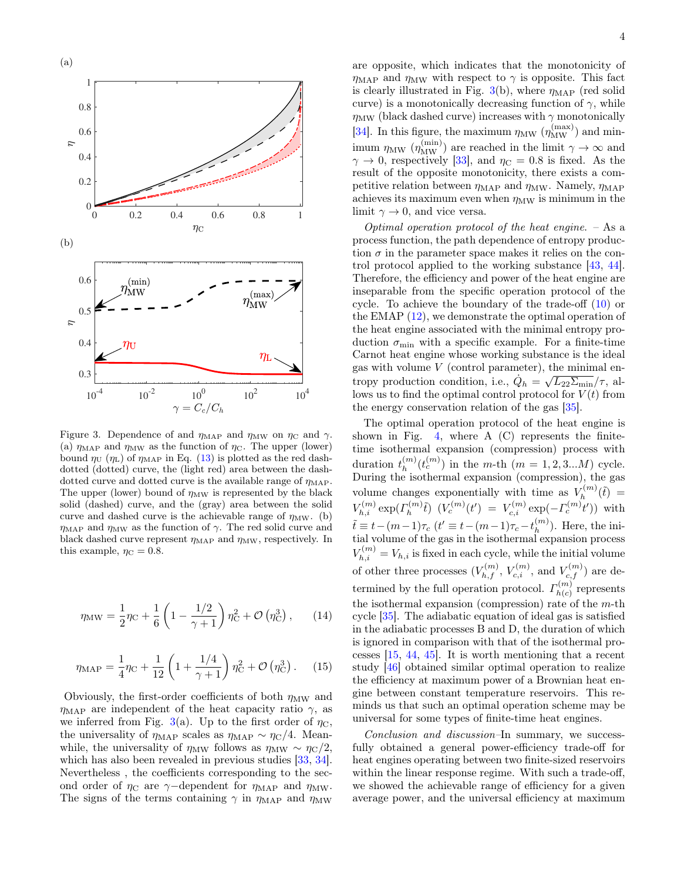Figure 3. Dependence of and $\eta_{\mathrm{MAP}}$ and $\eta_{\mathrm{MW}}$ on $\eta_{\mathrm{C}}$ and $\gamma$. (a) $\eta_{\mathrm{MAP}}$ and $\eta_{\mathrm{MW}}$ as the function of $\eta_{\mathrm{C}}$. The upper (lower) bound $\eta_{\mathrm{U}}$ ($\eta_{\mathrm{L}}$) of $\eta_{\mathrm{MAP}}$ in Eq. (13) is plotted as the red dash-dotted (dotted) curve, the (light red) area between the dash-dotted curve and dotted curve is the available range of $\eta_{\mathrm{MAP}}$. The upper (lower) bound of $\eta_{\mathrm{MW}}$ is represented by the black solid (dashed) curve, and the (gray) area between the solid curve and dashed curve is the achievable range of $\eta_{\mathrm{MW}}$. (b) $\eta_{\mathrm{MAP}}$ and $\eta_{\mathrm{MW}}$ as the function of $\gamma$. The red solid curve and black dashed curve represent $\eta_{\mathrm{MAP}}$ and $\eta_{\mathrm{MW}}$, respectively. In this example, $\eta_{\mathrm{C}} = 0.8$.

$$\eta_{\mathrm{MW}} = \frac{1}{2}\eta_{\mathrm{C}} + \frac{1}{6}\left(1 - \frac{1/2}{\gamma+1}\right)\eta_{\mathrm{C}}^2 + \mathcal{O}\left(\eta_{\mathrm{C}}^3\right), \qquad (14)$$

$$\eta_{\mathrm{MAP}} = \frac{1}{4}\eta_{\mathrm{C}} + \frac{1}{12}\left(1 + \frac{1/4}{\gamma+1}\right)\eta_{\mathrm{C}}^2 + \mathcal{O}\left(\eta_{\mathrm{C}}^3\right). \qquad (15)$$

Obviously, the first-order coefficients of both $\eta_{\mathrm{MW}}$ and $\eta_{\mathrm{MAP}}$ are independent of the heat capacity ratio $\gamma$, as we inferred from Fig. 3(a). Up to the first order of $\eta_{\mathrm{C}}$, the universality of $\eta_{\mathrm{MAP}}$ scales as $\eta_{\mathrm{MAP}} \sim \eta_{\mathrm{C}}/4$. Meanwhile, the universality of $\eta_{\mathrm{MW}}$ follows as $\eta_{\mathrm{MW}} \sim \eta_{\mathrm{C}}/2$, which has also been revealed in previous studies [33, 34]. Nevertheless , the coefficients corresponding to the second order of $\eta_{\mathrm{C}}$ are $\gamma-$dependent for $\eta_{\mathrm{MAP}}$ and $\eta_{\mathrm{MW}}$. The signs of the terms containing $\gamma$ in $\eta_{\mathrm{MAP}}$ and $\eta_{\mathrm{MW}}$ are opposite, which indicates that the monotonicity of $\eta_{\mathrm{MAP}}$ and $\eta_{\mathrm{MW}}$ with respect to $\gamma$ is opposite. This fact is clearly illustrated in Fig. 3(b), where $\eta_{\mathrm{MAP}}$ (red solid curve) is a monotonically decreasing function of $\gamma$, while $\eta_{\mathrm{MW}}$ (black dashed curve) increases with $\gamma$ monotonically [34]. In this figure, the maximum $\eta_{\mathrm{MW}}$ ($\eta_{\mathrm{MW}}^{(\max)}$) and minimum $\eta_{\mathrm{MW}}$ ($\eta_{\mathrm{MW}}^{(\min)}$) are reached in the limit $\gamma \to \infty$ and $\gamma \to 0$, respectively [33], and $\eta_{\mathrm{C}} = 0.8$ is fixed. As the result of the opposite monotonicity, there exists a competitive relation between $\eta_{\mathrm{MAP}}$ and $\eta_{\mathrm{MW}}$. Namely, $\eta_{\mathrm{MAP}}$ achieves its maximum even when $\eta_{\mathrm{MW}}$ is minimum in the limit $\gamma \to 0$, and vice versa.

*Optimal operation protocol of the heat engine.* – As a process function, the path dependence of entropy production $\sigma$ in the parameter space makes it relies on the control protocol applied to the working substance [43, 44]. Therefore, the efficiency and power of the heat engine are inseparable from the specific operation protocol of the cycle. To achieve the boundary of the trade-off (10) or the EMAP (12), we demonstrate the optimal operation of the heat engine associated with the minimal entropy production $\sigma_{\min}$ with a specific example. For a finite-time Carnot heat engine whose working substance is the ideal gas with volume $V$ (control parameter), the minimal entropy production condition, i.e., $\dot{Q}_h = \sqrt{L_{22}\Sigma_{\min}}/\tau$, allows us to find the optimal control protocol for $V(t)$ from the energy conservation relation of the gas [35].

The optimal operation protocol of the heat engine is shown in Fig. 4, where A (C) represents the finite-time isothermal expansion (compression) process with duration $t_h^{(m)}$($t_c^{(m)}$) in the $m$-th ($m = 1, 2, 3...M$) cycle. During the isothermal expansion (compression), the gas volume changes exponentially with time as $V_h^{(m)}(\tilde{t}) = V_{h,i}^{(m)} \exp(\mathit{\Gamma}_h^{(m)}\tilde{t})$ ($V_c^{(m)}(t') = V_{c,i}^{(m)} \exp(-\mathit{\Gamma}_c^{(m)}t')$) with $\tilde{t} \equiv t-(m-1)\tau_c$ ($t' \equiv t-(m-1)\tau_c - t_h^{(m)}$). Here, the initial volume of the gas in the isothermal expansion process $V_{h,i}^{(m)} = V_{h,i}$ is fixed in each cycle, while the initial volume of other three processes ($V_{h,f}^{(m)}$, $V_{c,i}^{(m)}$, and $V_{c,f}^{(m)}$) are determined by the full operation protocol. $\mathit{\Gamma}_{h(c)}^{(m)}$ represents the isothermal expansion (compression) rate of the $m$-th cycle [35]. The adiabatic equation of ideal gas is satisfied in the adiabatic processes B and D, the duration of which is ignored in comparison with that of the isothermal processes [15, 44, 45]. It is worth mentioning that a recent study [46] obtained similar optimal operation to realize the efficiency at maximum power of a Brownian heat engine between constant temperature reservoirs. This reminds us that such an optimal operation scheme may be universal for some types of finite-time heat engines.

*Conclusion and discussion*–In summary, we successfully obtained a general power-efficiency trade-off for heat engines operating between two finite-sized reservoirs within the linear response regime. With such a trade-off, we showed the achievable range of efficiency for a given average power, and the universal efficiency at maximum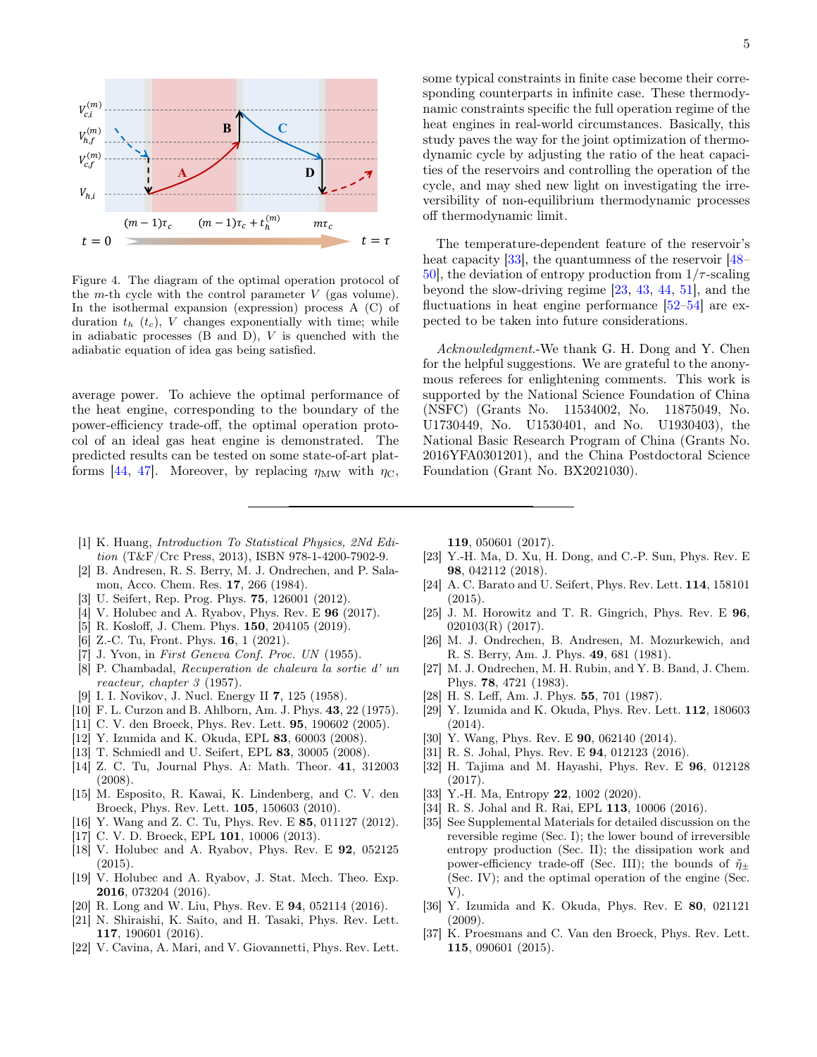Figure 4. The diagram of the optimal operation protocol of the $m$-th cycle with the control parameter $V$ (gas volume). In the isothermal expansion (expression) process A (C) of duration $t_h$ ($t_c$), $V$ changes exponentially with time; while in adiabatic processes (B and D), $V$ is quenched with the adiabatic equation of idea gas being satisfied.

average power. To achieve the optimal performance of the heat engine, corresponding to the boundary of the power-efficiency trade-off, the optimal operation protocol of an ideal gas heat engine is demonstrated. The predicted results can be tested on some state-of-art platforms [44, 47]. Moreover, by replacing $\eta_{\mathrm{MW}}$ with $\eta_{\mathrm{C}}$, some typical constraints in finite case become their corresponding counterparts in infinite case. These thermodynamic constraints specific the full operation regime of the heat engines in real-world circumstances. Basically, this study paves the way for the joint optimization of thermodynamic cycle by adjusting the ratio of the heat capacities of the reservoirs and controlling the operation of the cycle, and may shed new light on investigating the irreversibility of non-equilibrium thermodynamic processes off thermodynamic limit.

The temperature-dependent feature of the reservoir's heat capacity [33], the quantumness of the reservoir [48–50], the deviation of entropy production from $1/\tau$-scaling beyond the slow-driving regime [23, 43, 44, 51], and the fluctuations in heat engine performance [52–54] are expected to be taken into future considerations.

*Acknowledgment*.-We thank G. H. Dong and Y. Chen for the helpful suggestions. We are grateful to the anonymous referees for enlightening comments. This work is supported by the National Science Foundation of China (NSFC) (Grants No. 11534002, No. 11875049, No. U1730449, No. U1530401, and No. U1930403), the National Basic Research Program of China (Grants No. 2016YFA0301201), and the China Postdoctoral Science Foundation (Grant No. BX2021030).

---

[1] K. Huang, *Introduction To Statistical Physics, 2Nd Edition* (T&F/Crc Press, 2013), ISBN 978-1-4200-7902-9.
[2] B. Andresen, R. S. Berry, M. J. Ondrechen, and P. Salamon, Acco. Chem. Res. **17**, 266 (1984).
[3] U. Seifert, Rep. Prog. Phys. **75**, 126001 (2012).
[4] V. Holubec and A. Ryabov, Phys. Rev. E **96** (2017).
[5] R. Kosloff, J. Chem. Phys. **150**, 204105 (2019).
[6] Z.-C. Tu, Front. Phys. **16**, 1 (2021).
[7] J. Yvon, in *First Geneva Conf. Proc. UN* (1955).
[8] P. Chambadal, *Recuperation de chaleura la sortie d' un reacteur, chapter 3* (1957).
[9] I. I. Novikov, J. Nucl. Energy II **7**, 125 (1958).
[10] F. L. Curzon and B. Ahlborn, Am. J. Phys. **43**, 22 (1975).
[11] C. V. den Broeck, Phys. Rev. Lett. **95**, 190602 (2005).
[12] Y. Izumida and K. Okuda, EPL **83**, 60003 (2008).
[13] T. Schmiedl and U. Seifert, EPL **83**, 30005 (2008).
[14] Z. C. Tu, Journal Phys. A: Math. Theor. **41**, 312003 (2008).
[15] M. Esposito, R. Kawai, K. Lindenberg, and C. V. den Broeck, Phys. Rev. Lett. **105**, 150603 (2010).
[16] Y. Wang and Z. C. Tu, Phys. Rev. E **85**, 011127 (2012).
[17] C. V. D. Broeck, EPL **101**, 10006 (2013).
[18] V. Holubec and A. Ryabov, Phys. Rev. E **92**, 052125 (2015).
[19] V. Holubec and A. Ryabov, J. Stat. Mech. Theo. Exp. **2016**, 073204 (2016).
[20] R. Long and W. Liu, Phys. Rev. E **94**, 052114 (2016).
[21] N. Shiraishi, K. Saito, and H. Tasaki, Phys. Rev. Lett. **117**, 190601 (2016).
[22] V. Cavina, A. Mari, and V. Giovannetti, Phys. Rev. Lett. **119**, 050601 (2017).
[23] Y.-H. Ma, D. Xu, H. Dong, and C.-P. Sun, Phys. Rev. E **98**, 042112 (2018).
[24] A. C. Barato and U. Seifert, Phys. Rev. Lett. **114**, 158101 (2015).
[25] J. M. Horowitz and T. R. Gingrich, Phys. Rev. E **96**, 020103(R) (2017).
[26] M. J. Ondrechen, B. Andresen, M. Mozurkewich, and R. S. Berry, Am. J. Phys. **49**, 681 (1981).
[27] M. J. Ondrechen, M. H. Rubin, and Y. B. Band, J. Chem. Phys. **78**, 4721 (1983).
[28] H. S. Leff, Am. J. Phys. **55**, 701 (1987).
[29] Y. Izumida and K. Okuda, Phys. Rev. Lett. **112**, 180603 (2014).
[30] Y. Wang, Phys. Rev. E **90**, 062140 (2014).
[31] R. S. Johal, Phys. Rev. E **94**, 012123 (2016).
[32] H. Tajima and M. Hayashi, Phys. Rev. E **96**, 012128 (2017).
[33] Y.-H. Ma, Entropy **22**, 1002 (2020).
[34] R. S. Johal and R. Rai, EPL **113**, 10006 (2016).
[35] See Supplemental Materials for detailed discussion on the reversible regime (Sec. I); the lower bound of irreversible entropy production (Sec. II); the dissipation work and power-efficiency trade-off (Sec. III); the bounds of $\tilde{\eta}_{\pm}$ (Sec. IV); and the optimal operation of the engine (Sec. V).
[36] Y. Izumida and K. Okuda, Phys. Rev. E **80**, 021121 (2009).
[37] K. Proesmans and C. Van den Broeck, Phys. Rev. Lett. **115**, 090601 (2015).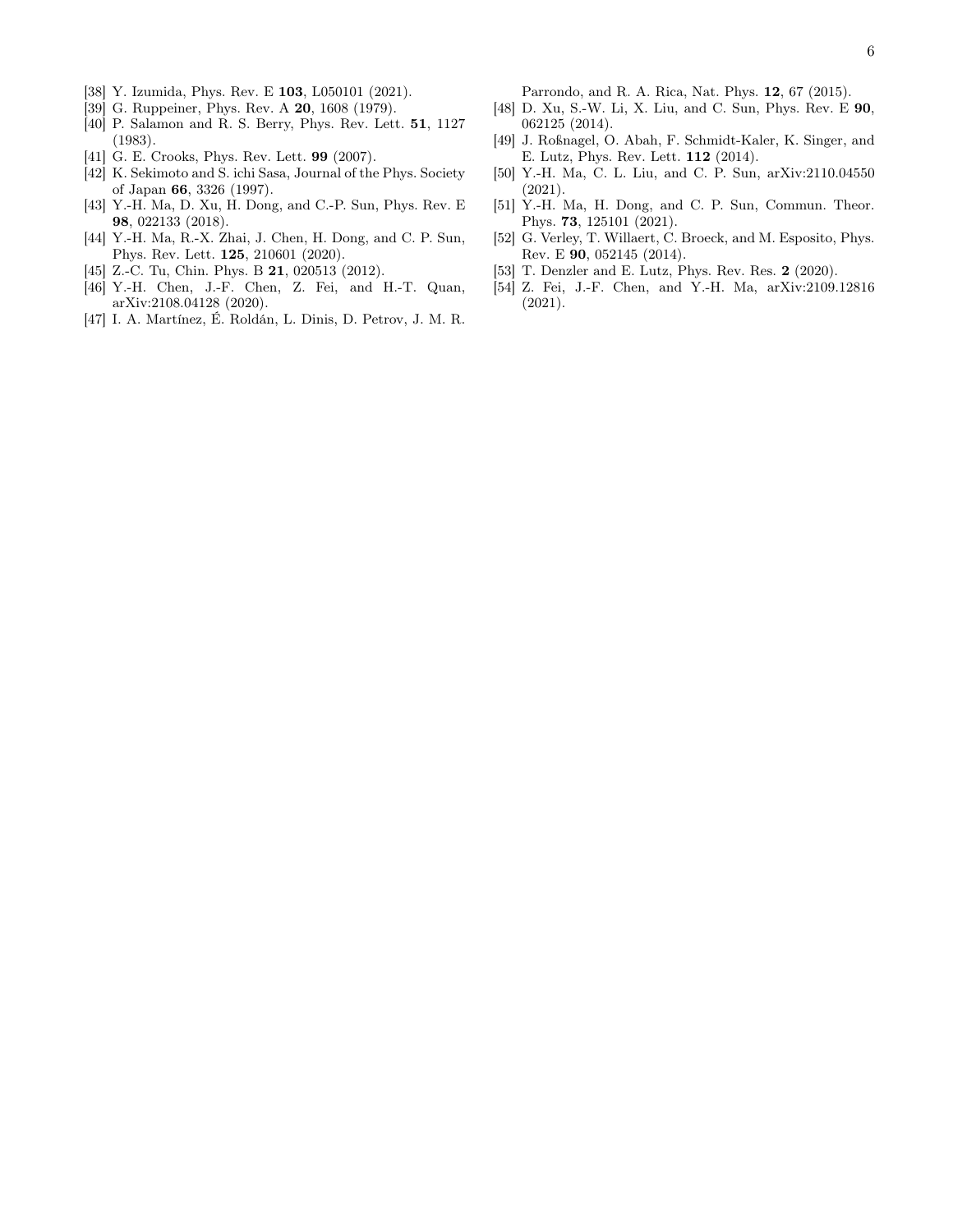[38] Y. Izumida, Phys. Rev. E **103**, L050101 (2021).

[39] G. Ruppeiner, Phys. Rev. A **20**, 1608 (1979).

[40] P. Salamon and R. S. Berry, Phys. Rev. Lett. **51**, 1127 (1983).

[41] G. E. Crooks, Phys. Rev. Lett. **99** (2007).

[42] K. Sekimoto and S. ichi Sasa, Journal of the Phys. Society of Japan **66**, 3326 (1997).

[43] Y.-H. Ma, D. Xu, H. Dong, and C.-P. Sun, Phys. Rev. E **98**, 022133 (2018).

[44] Y.-H. Ma, R.-X. Zhai, J. Chen, H. Dong, and C. P. Sun, Phys. Rev. Lett. **125**, 210601 (2020).

[45] Z.-C. Tu, Chin. Phys. B **21**, 020513 (2012).

[46] Y.-H. Chen, J.-F. Chen, Z. Fei, and H.-T. Quan, arXiv:2108.04128 (2020).

[47] I. A. Martínez, É. Roldán, L. Dinis, D. Petrov, J. M. R. Parrondo, and R. A. Rica, Nat. Phys. **12**, 67 (2015).

[48] D. Xu, S.-W. Li, X. Liu, and C. Sun, Phys. Rev. E **90**, 062125 (2014).

[49] J. Roßnagel, O. Abah, F. Schmidt-Kaler, K. Singer, and E. Lutz, Phys. Rev. Lett. **112** (2014).

[50] Y.-H. Ma, C. L. Liu, and C. P. Sun, arXiv:2110.04550 (2021).

[51] Y.-H. Ma, H. Dong, and C. P. Sun, Commun. Theor. Phys. **73**, 125101 (2021).

[52] G. Verley, T. Willaert, C. Broeck, and M. Esposito, Phys. Rev. E **90**, 052145 (2014).

[53] T. Denzler and E. Lutz, Phys. Rev. Res. **2** (2020).

[54] Z. Fei, J.-F. Chen, and Y.-H. Ma, arXiv:2109.12816 (2021).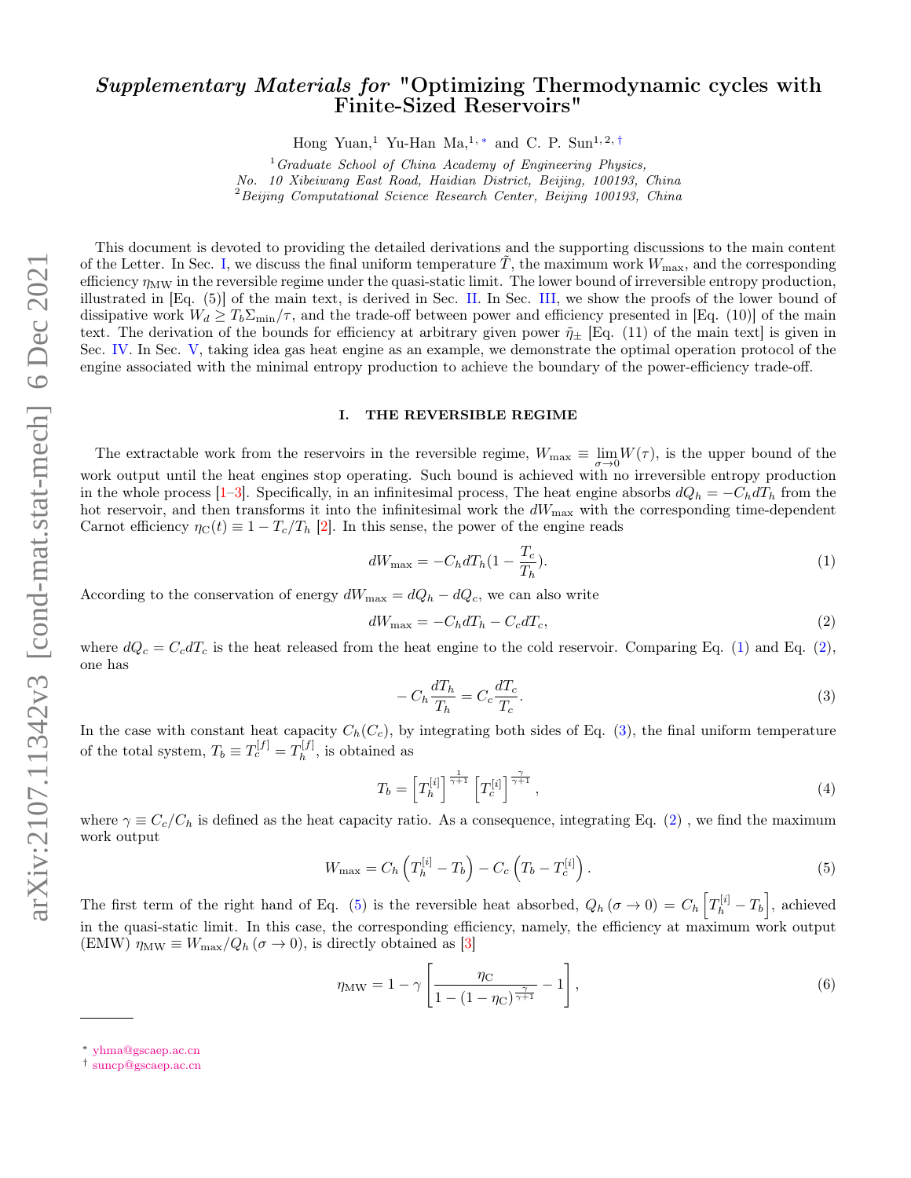# *Supplementary Materials for* "Optimizing Thermodynamic cycles with Finite-Sized Reservoirs"

Hong Yuan,[1] Yu-Han Ma,[1,*] and C. P. Sun[1,2,†]

[1] *Graduate School of China Academy of Engineering Physics, No. 10 Xibeiwang East Road, Haidian District, Beijing, 100193, China*
[2] *Beijing Computational Science Research Center, Beijing 100193, China*

This document is devoted to providing the detailed derivations and the supporting discussions to the main content of the Letter. In Sec. I, we discuss the final uniform temperature $\tilde{T}$, the maximum work $W_{\max}$, and the corresponding efficiency $\eta_{\mathrm{MW}}$ in the reversible regime under the quasi-static limit. The lower bound of irreversible entropy production, illustrated in [Eq. (5)] of the main text, is derived in Sec. II. In Sec. III, we show the proofs of the lower bound of dissipative work $W_d \geq T_b\Sigma_{\min}/\tau$, and the trade-off between power and efficiency presented in [Eq. (10)] of the main text. The derivation of the bounds for efficiency at arbitrary given power $\tilde{\eta}_{\pm}$ [Eq. (11) of the main text] is given in Sec. IV. In Sec. V, taking idea gas heat engine as an example, we demonstrate the optimal operation protocol of the engine associated with the minimal entropy production to achieve the boundary of the power-efficiency trade-off.

## I. THE REVERSIBLE REGIME

The extractable work from the reservoirs in the reversible regime, $W_{\max} \equiv \lim_{\sigma\to 0} W(\tau)$, is the upper bound of the work output until the heat engines stop operating. Such bound is achieved with no irreversible entropy production in the whole process [1–3]. Specifically, in an infinitesimal process, The heat engine absorbs $dQ_h = -C_h dT_h$ from the hot reservoir, and then transforms it into the infinitesimal work the $dW_{\max}$ with the corresponding time-dependent Carnot efficiency $\eta_{\mathrm{C}}(t) \equiv 1 - T_c/T_h$ [2]. In this sense, the power of the engine reads

$$dW_{\max} = -C_h dT_h (1 - \frac{T_c}{T_h}). \tag{1}$$

According to the conservation of energy $dW_{\max} = dQ_h - dQ_c$, we can also write

$$dW_{\max} = -C_h dT_h - C_c dT_c, \tag{2}$$

where $dQ_c = C_c dT_c$ is the heat released from the heat engine to the cold reservoir. Comparing Eq. (1) and Eq. (2), one has

$$-C_h \frac{dT_h}{T_h} = C_c \frac{dT_c}{T_c}. \tag{3}$$

In the case with constant heat capacity $C_h(C_c)$, by integrating both sides of Eq. (3), the final uniform temperature of the total system, $T_b \equiv T_c^{[f]} = T_h^{[f]}$, is obtained as

$$T_b = \left[T_h^{[i]}\right]^{\frac{1}{\gamma+1}} \left[T_c^{[i]}\right]^{\frac{\gamma}{\gamma+1}}, \tag{4}$$

where $\gamma \equiv C_c/C_h$ is defined as the heat capacity ratio. As a consequence, integrating Eq. (2) , we find the maximum work output

$$W_{\max} = C_h \left(T_h^{[i]} - T_b\right) - C_c \left(T_b - T_c^{[i]}\right). \tag{5}$$

The first term of the right hand of Eq. (5) is the reversible heat absorbed, $Q_h(\sigma \to 0) = C_h \left[T_h^{[i]} - T_b\right]$, achieved in the quasi-static limit. In this case, the corresponding efficiency, namely, the efficiency at maximum work output (EMW) $\eta_{\mathrm{MW}} \equiv W_{\max}/Q_h(\sigma \to 0)$, is directly obtained as [3]

$$\eta_{\mathrm{MW}} = 1 - \gamma \left[\frac{\eta_{\mathrm{C}}}{1 - (1 - \eta_{\mathrm{C}})^{\frac{\gamma}{\gamma+1}}} - 1\right], \tag{6}$$

* yhma@gscaep.ac.cn
† suncp@gscaep.ac.cn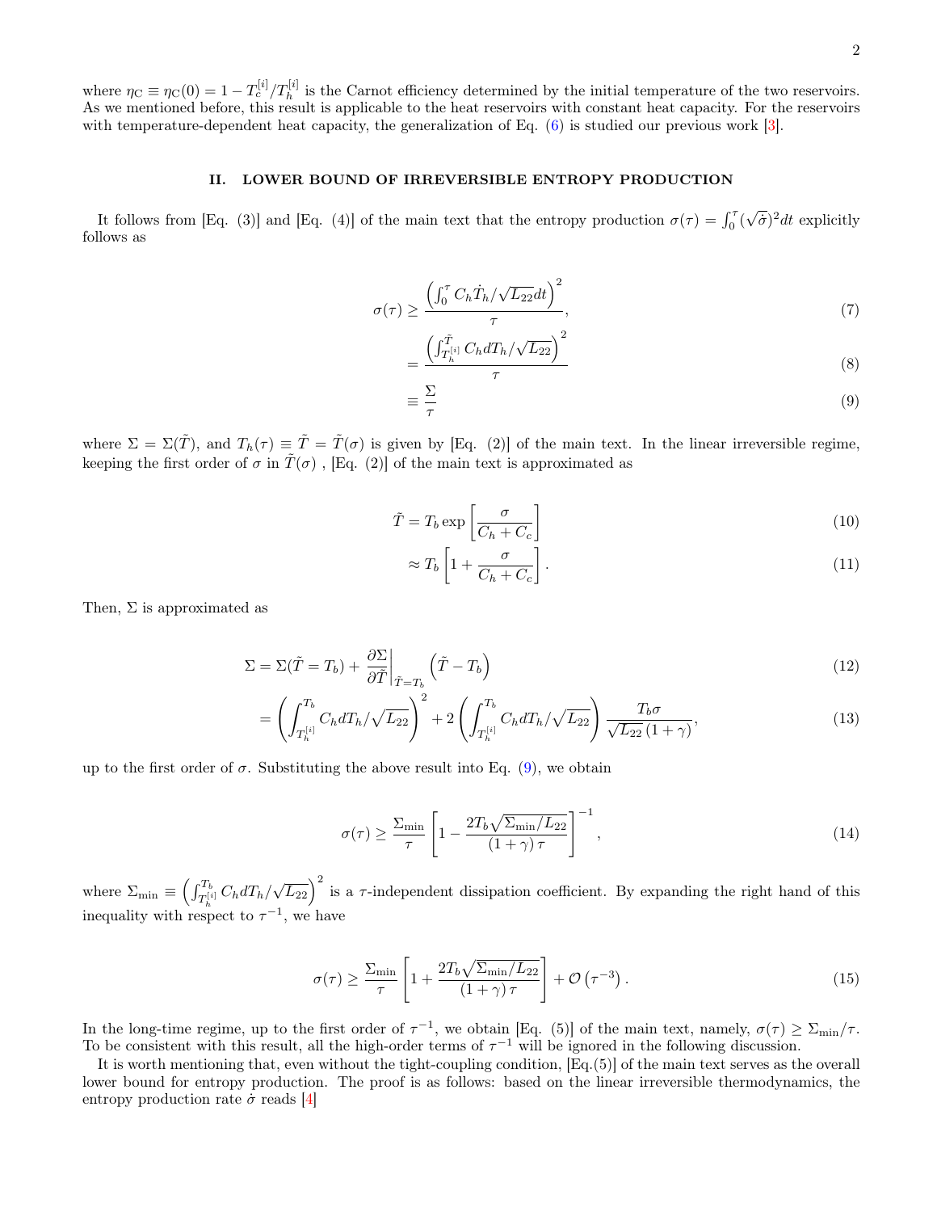where $\eta_{\mathrm{C}} \equiv \eta_{\mathrm{C}}(0) = 1 - T_c^{[i]}/T_h^{[i]}$ is the Carnot efficiency determined by the initial temperature of the two reservoirs. As we mentioned before, this result is applicable to the heat reservoirs with constant heat capacity. For the reservoirs with temperature-dependent heat capacity, the generalization of Eq. (6) is studied our previous work [3].

## II. LOWER BOUND OF IRREVERSIBLE ENTROPY PRODUCTION

It follows from [Eq. (3)] and [Eq. (4)] of the main text that the entropy production $\sigma(\tau) = \int_0^\tau (\sqrt{\dot{\sigma}})^2 dt$ explicitly follows as

$$\sigma(\tau) \geq \frac{\left(\int_0^\tau C_h \dot{T}_h/\sqrt{L_{22}} dt\right)^2}{\tau}, \tag{7}$$

$$= \frac{\left(\int_{T_h^{[i]}}^{\tilde{T}} C_h dT_h/\sqrt{L_{22}}\right)^2}{\tau} \tag{8}$$

$$\equiv \frac{\Sigma}{\tau} \tag{9}$$

where $\Sigma = \Sigma(\tilde{T})$, and $T_h(\tau) \equiv \tilde{T} = \tilde{T}(\sigma)$ is given by [Eq. (2)] of the main text. In the linear irreversible regime, keeping the first order of $\sigma$ in $\tilde{T}(\sigma)$ , [Eq. (2)] of the main text is approximated as

$$\tilde{T} = T_b \exp\left[\frac{\sigma}{C_h + C_c}\right] \tag{10}$$

$$\approx T_b \left[1 + \frac{\sigma}{C_h + C_c}\right]. \tag{11}$$

Then, $\Sigma$ is approximated as

$$\Sigma = \Sigma(\tilde{T} = T_b) + \left.\frac{\partial \Sigma}{\partial \tilde{T}}\right|_{\tilde{T}=T_b} \left(\tilde{T} - T_b\right) \tag{12}$$

$$= \left(\int_{T_h^{[i]}}^{T_b} C_h dT_h/\sqrt{L_{22}}\right)^2 + 2\left(\int_{T_h^{[i]}}^{T_b} C_h dT_h/\sqrt{L_{22}}\right) \frac{T_b \sigma}{\sqrt{L_{22}}\,(1+\gamma)}, \tag{13}$$

up to the first order of $\sigma$. Substituting the above result into Eq. (9), we obtain

$$\sigma(\tau) \geq \frac{\Sigma_{\min}}{\tau} \left[1 - \frac{2T_b\sqrt{\Sigma_{\min}/L_{22}}}{(1+\gamma)\,\tau}\right]^{-1}, \tag{14}$$

where $\Sigma_{\min} \equiv \left(\int_{T_h^{[i]}}^{T_b} C_h dT_h/\sqrt{L_{22}}\right)^2$ is a $\tau$-independent dissipation coefficient. By expanding the right hand of this inequality with respect to $\tau^{-1}$, we have

$$\sigma(\tau) \geq \frac{\Sigma_{\min}}{\tau} \left[1 + \frac{2T_b\sqrt{\Sigma_{\min}/L_{22}}}{(1+\gamma)\,\tau}\right] + \mathcal{O}\left(\tau^{-3}\right). \tag{15}$$

In the long-time regime, up to the first order of $\tau^{-1}$, we obtain [Eq. (5)] of the main text, namely, $\sigma(\tau) \geq \Sigma_{\min}/\tau$. To be consistent with this result, all the high-order terms of $\tau^{-1}$ will be ignored in the following discussion.

It is worth mentioning that, even without the tight-coupling condition, [Eq.(5)] of the main text serves as the overall lower bound for entropy production. The proof is as follows: based on the linear irreversible thermodynamics, the entropy production rate $\dot{\sigma}$ reads [4]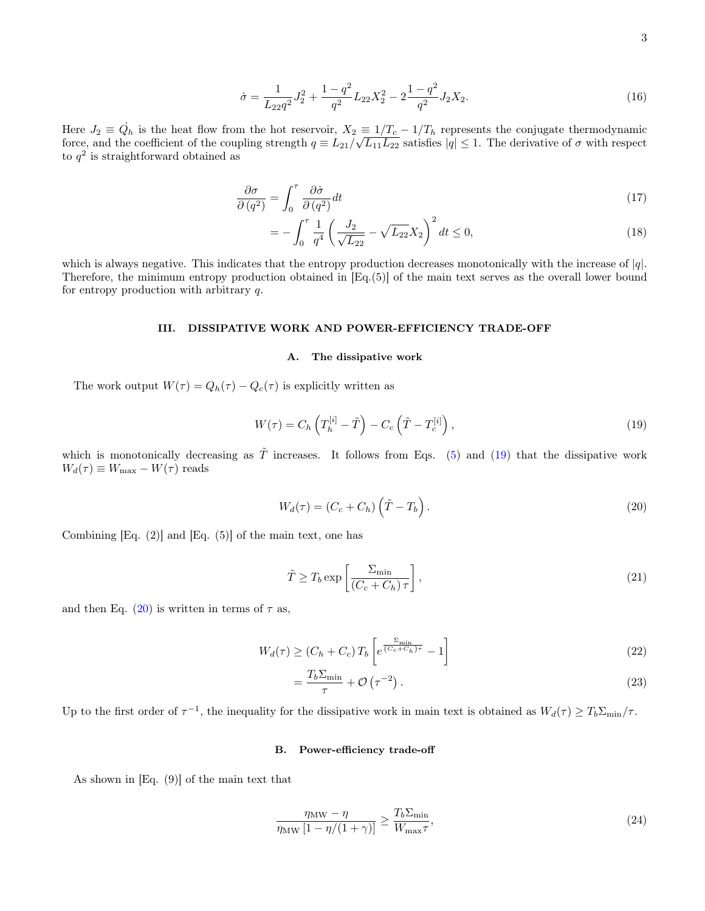$$\dot{\sigma} = \frac{1}{L_{22}q^2} J_2^2 + \frac{1-q^2}{q^2} L_{22} X_2^2 - 2\frac{1-q^2}{q^2} J_2 X_2. \tag{16}$$

Here $J_2 \equiv \dot{Q}_h$ is the heat flow from the hot reservoir, $X_2 \equiv 1/T_c - 1/T_h$ represents the conjugate thermodynamic force, and the coefficient of the coupling strength $q \equiv L_{21}/\sqrt{L_{11}L_{22}}$ satisfies $|q| \leq 1$. The derivative of $\sigma$ with respect to $q^2$ is straightforward obtained as

$$\frac{\partial \sigma}{\partial (q^2)} = \int_0^\tau \frac{\partial \dot{\sigma}}{\partial (q^2)} dt \tag{17}$$

$$= -\int_0^\tau \frac{1}{q^4} \left( \frac{J_2}{\sqrt{L_{22}}} - \sqrt{L_{22}} X_2 \right)^2 dt \leq 0, \tag{18}$$

which is always negative. This indicates that the entropy production decreases monotonically with the increase of $|q|$. Therefore, the minimum entropy production obtained in [Eq.(5)] of the main text serves as the overall lower bound for entropy production with arbitrary $q$.

## III. DISSIPATIVE WORK AND POWER-EFFICIENCY TRADE-OFF

### A. The dissipative work

The work output $W(\tau) = Q_h(\tau) - Q_c(\tau)$ is explicitly written as

$$W(\tau) = C_h \left( T_h^{[i]} - \tilde{T} \right) - C_c \left( \tilde{T} - T_c^{[i]} \right), \tag{19}$$

which is monotonically decreasing as $\tilde{T}$ increases. It follows from Eqs. (5) and (19) that the dissipative work $W_d(\tau) \equiv W_{\max} - W(\tau)$ reads

$$W_d(\tau) = (C_c + C_h) \left( \tilde{T} - T_b \right). \tag{20}$$

Combining [Eq. (2)] and [Eq. (5)] of the main text, one has

$$\tilde{T} \geq T_b \exp\left[ \frac{\Sigma_{\min}}{(C_c + C_h)\tau} \right], \tag{21}$$

and then Eq. (20) is written in terms of $\tau$ as,

$$W_d(\tau) \geq (C_h + C_c) T_b \left[ e^{\frac{\Sigma_{\min}}{(C_c + C_h)\tau}} - 1 \right] \tag{22}$$

$$= \frac{T_b \Sigma_{\min}}{\tau} + \mathcal{O}\left(\tau^{-2}\right). \tag{23}$$

Up to the first order of $\tau^{-1}$, the inequality for the dissipative work in main text is obtained as $W_d(\tau) \geq T_b \Sigma_{\min}/\tau$.

### B. Power-efficiency trade-off

As shown in [Eq. (9)] of the main text that

$$\frac{\eta_{\mathrm{MW}} - \eta}{\eta_{\mathrm{MW}} \left[ 1 - \eta/(1+\gamma) \right]} \geq \frac{T_b \Sigma_{\min}}{W_{\max} \tau}, \tag{24}$$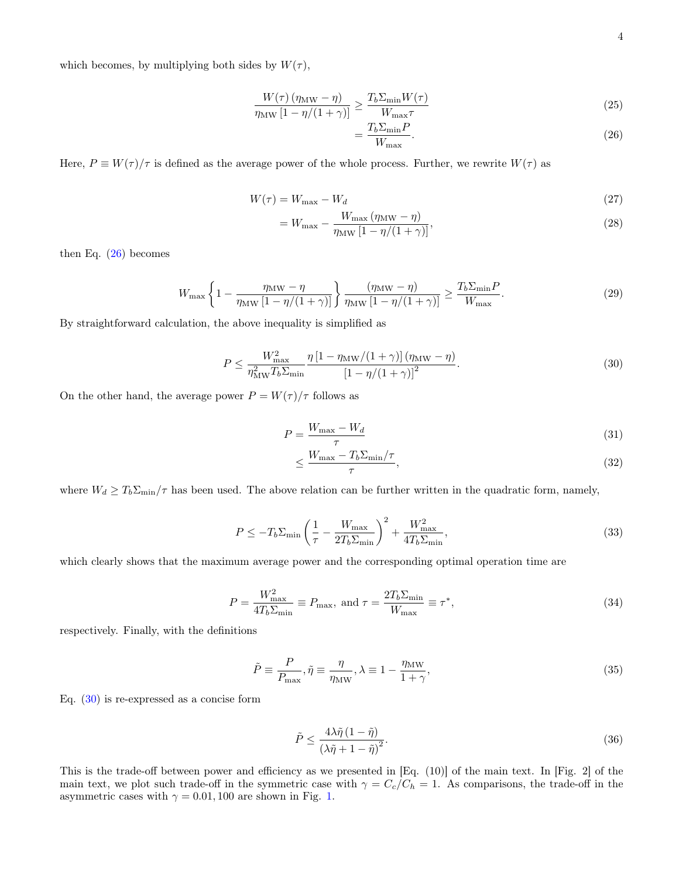which becomes, by multiplying both sides by $W(\tau)$,

$$\frac{W(\tau)\left(\eta_{\mathrm{MW}}-\eta\right)}{\eta_{\mathrm{MW}}\left[1-\eta/(1+\gamma)\right]} \geq \frac{T_b\Sigma_{\min}W(\tau)}{W_{\max}\tau} \tag{25}$$

$$= \frac{T_b\Sigma_{\min}P}{W_{\max}}. \tag{26}$$

Here, $P \equiv W(\tau)/\tau$ is defined as the average power of the whole process. Further, we rewrite $W(\tau)$ as

$$W(\tau) = W_{\max} - W_d \tag{27}$$

$$= W_{\max} - \frac{W_{\max}\left(\eta_{\mathrm{MW}}-\eta\right)}{\eta_{\mathrm{MW}}\left[1-\eta/(1+\gamma)\right]}, \tag{28}$$

then Eq. (26) becomes

$$W_{\max}\left\{1-\frac{\eta_{\mathrm{MW}}-\eta}{\eta_{\mathrm{MW}}\left[1-\eta/(1+\gamma)\right]}\right\}\frac{\left(\eta_{\mathrm{MW}}-\eta\right)}{\eta_{\mathrm{MW}}\left[1-\eta/(1+\gamma)\right]} \geq \frac{T_b\Sigma_{\min}P}{W_{\max}}. \tag{29}$$

By straightforward calculation, the above inequality is simplified as

$$P \leq \frac{W_{\max}^2}{\eta_{\mathrm{MW}}^2 T_b\Sigma_{\min}}\frac{\eta\left[1-\eta_{\mathrm{MW}}/(1+\gamma)\right]\left(\eta_{\mathrm{MW}}-\eta\right)}{\left[1-\eta/(1+\gamma)\right]^2}. \tag{30}$$

On the other hand, the average power $P = W(\tau)/\tau$ follows as

$$P = \frac{W_{\max}-W_d}{\tau} \tag{31}$$

$$\leq \frac{W_{\max}-T_b\Sigma_{\min}/\tau}{\tau}, \tag{32}$$

where $W_d \geq T_b\Sigma_{\min}/\tau$ has been used. The above relation can be further written in the quadratic form, namely,

$$P \leq -T_b\Sigma_{\min}\left(\frac{1}{\tau}-\frac{W_{\max}}{2T_b\Sigma_{\min}}\right)^2 + \frac{W_{\max}^2}{4T_b\Sigma_{\min}}, \tag{33}$$

which clearly shows that the maximum average power and the corresponding optimal operation time are

$$P = \frac{W_{\max}^2}{4T_b\Sigma_{\min}} \equiv P_{\max}, \text{ and } \tau = \frac{2T_b\Sigma_{\min}}{W_{\max}} \equiv \tau^*, \tag{34}$$

respectively. Finally, with the definitions

$$\tilde{P} \equiv \frac{P}{P_{\max}}, \tilde{\eta} \equiv \frac{\eta}{\eta_{\mathrm{MW}}}, \lambda \equiv 1 - \frac{\eta_{\mathrm{MW}}}{1+\gamma}, \tag{35}$$

Eq. (30) is re-expressed as a concise form

$$\tilde{P} \leq \frac{4\lambda\tilde{\eta}\left(1-\tilde{\eta}\right)}{\left(\lambda\tilde{\eta}+1-\tilde{\eta}\right)^2}. \tag{36}$$

This is the trade-off between power and efficiency as we presented in [Eq. (10)] of the main text. In [Fig. 2] of the main text, we plot such trade-off in the symmetric case with $\gamma = C_c/C_h = 1$. As comparisons, the trade-off in the asymmetric cases with $\gamma = 0.01, 100$ are shown in Fig. 1.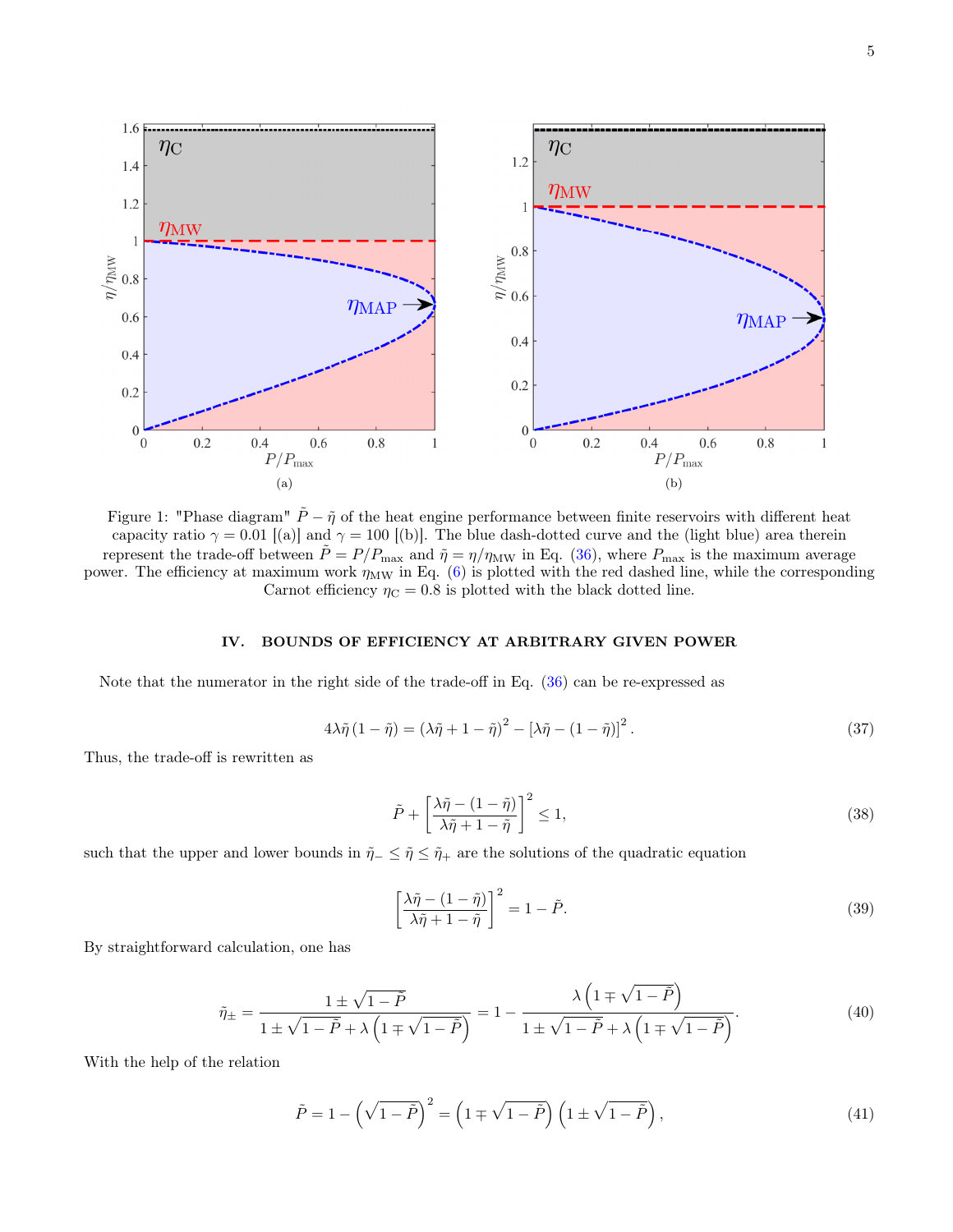Figure 1: "Phase diagram" $\tilde{P}-\tilde{\eta}$ of the heat engine performance between finite reservoirs with different heat capacity ratio $\gamma=0.01$ [(a)] and $\gamma=100$ [(b)]. The blue dash-dotted curve and the (light blue) area therein represent the trade-off between $\tilde{P}=P/P_{\max}$ and $\tilde{\eta}=\eta/\eta_{\mathrm{MW}}$ in Eq. (36), where $P_{\max}$ is the maximum average power. The efficiency at maximum work $\eta_{\mathrm{MW}}$ in Eq. (6) is plotted with the red dashed line, while the corresponding Carnot efficiency $\eta_{\mathrm{C}}=0.8$ is plotted with the black dotted line.

## IV. BOUNDS OF EFFICIENCY AT ARBITRARY GIVEN POWER

Note that the numerator in the right side of the trade-off in Eq. (36) can be re-expressed as

$$4\lambda\tilde{\eta}\left(1-\tilde{\eta}\right)=\left(\lambda\tilde{\eta}+1-\tilde{\eta}\right)^{2}-\left[\lambda\tilde{\eta}-\left(1-\tilde{\eta}\right)\right]^{2}. \tag{37}$$

Thus, the trade-off is rewritten as

$$\tilde{P}+\left[\frac{\lambda\tilde{\eta}-\left(1-\tilde{\eta}\right)}{\lambda\tilde{\eta}+1-\tilde{\eta}}\right]^{2}\leq 1, \tag{38}$$

such that the upper and lower bounds in $\tilde{\eta}_{-}\leq\tilde{\eta}\leq\tilde{\eta}_{+}$ are the solutions of the quadratic equation

$$\left[\frac{\lambda\tilde{\eta}-\left(1-\tilde{\eta}\right)}{\lambda\tilde{\eta}+1-\tilde{\eta}}\right]^{2}=1-\tilde{P}. \tag{39}$$

By straightforward calculation, one has

$$\tilde{\eta}_{\pm}=\frac{1\pm\sqrt{1-\tilde{P}}}{1\pm\sqrt{1-\tilde{P}}+\lambda\left(1\mp\sqrt{1-\tilde{P}}\right)}=1-\frac{\lambda\left(1\mp\sqrt{1-\tilde{P}}\right)}{1\pm\sqrt{1-\tilde{P}}+\lambda\left(1\mp\sqrt{1-\tilde{P}}\right)}. \tag{40}$$

With the help of the relation

$$\tilde{P}=1-\left(\sqrt{1-\tilde{P}}\right)^{2}=\left(1\mp\sqrt{1-\tilde{P}}\right)\left(1\pm\sqrt{1-\tilde{P}}\right), \tag{41}$$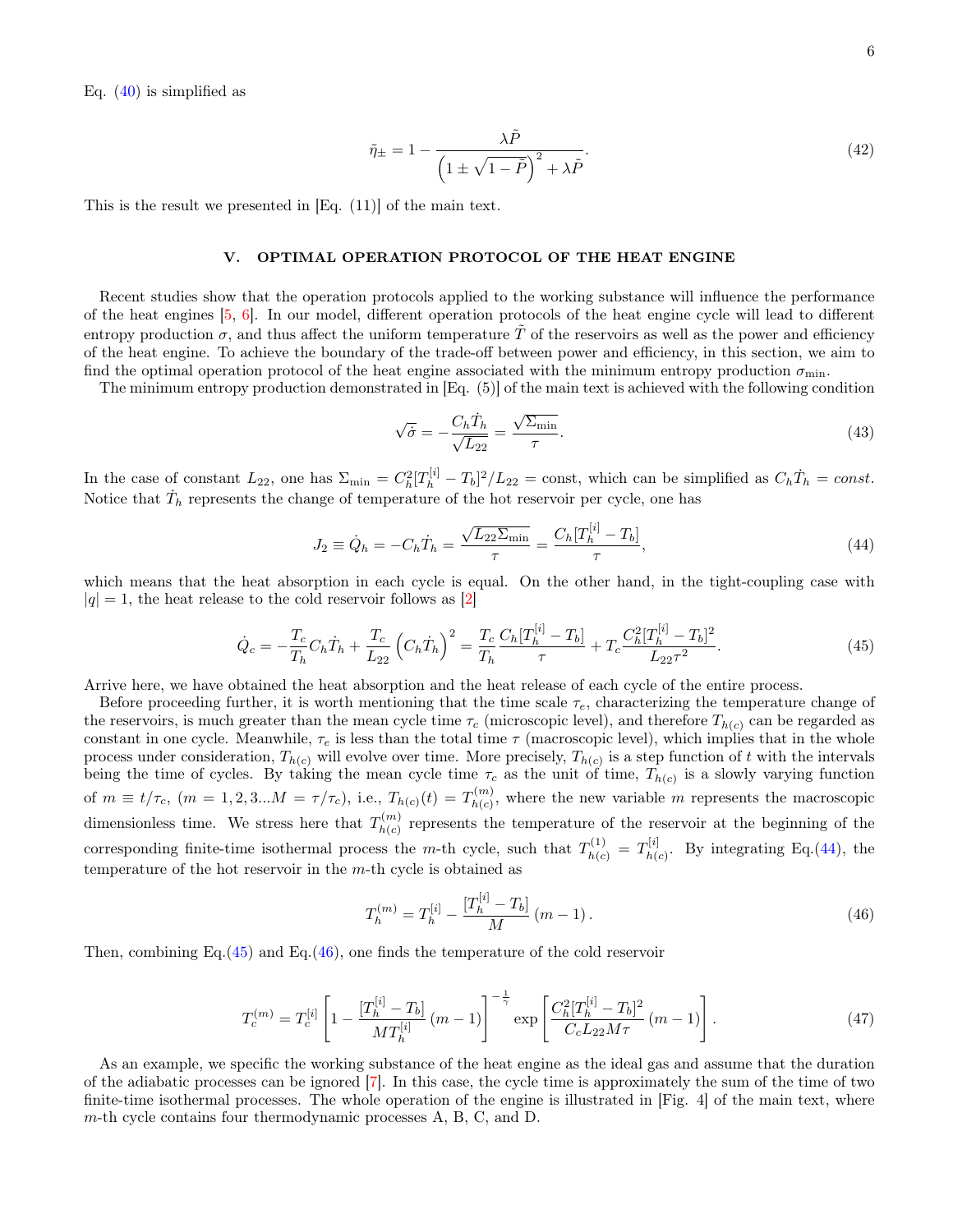Eq. (40) is simplified as

$$\tilde{\eta}_{\pm} = 1 - \frac{\lambda \tilde{P}}{\left(1 \pm \sqrt{1-\tilde{P}}\right)^2 + \lambda \tilde{P}}. \tag{42}$$

This is the result we presented in [Eq. (11)] of the main text.

## V. OPTIMAL OPERATION PROTOCOL OF THE HEAT ENGINE

Recent studies show that the operation protocols applied to the working substance will influence the performance of the heat engines [5, 6]. In our model, different operation protocols of the heat engine cycle will lead to different entropy production $\sigma$, and thus affect the uniform temperature $\tilde{T}$ of the reservoirs as well as the power and efficiency of the heat engine. To achieve the boundary of the trade-off between power and efficiency, in this section, we aim to find the optimal operation protocol of the heat engine associated with the minimum entropy production $\sigma_{\min}$.

The minimum entropy production demonstrated in [Eq. (5)] of the main text is achieved with the following condition

$$\sqrt{\dot{\sigma}} = -\frac{C_h \dot{T}_h}{\sqrt{L_{22}}} = \frac{\sqrt{\Sigma_{\min}}}{\tau}. \tag{43}$$

In the case of constant $L_{22}$, one has $\Sigma_{\min} = C_h^2 [T_h^{[i]} - T_b]^2 / L_{22} = \text{const}$, which can be simplified as $C_h \dot{T}_h = const$. Notice that $\dot{T}_h$ represents the change of temperature of the hot reservoir per cycle, one has

$$J_2 \equiv \dot{Q}_h = -C_h \dot{T}_h = \frac{\sqrt{L_{22}\Sigma_{\min}}}{\tau} = \frac{C_h [T_h^{[i]} - T_b]}{\tau}, \tag{44}$$

which means that the heat absorption in each cycle is equal. On the other hand, in the tight-coupling case with $|q| = 1$, the heat release to the cold reservoir follows as [2]

$$\dot{Q}_c = -\frac{T_c}{T_h} C_h \dot{T}_h + \frac{T_c}{L_{22}} \left(C_h \dot{T}_h\right)^2 = \frac{T_c}{T_h} \frac{C_h [T_h^{[i]} - T_b]}{\tau} + T_c \frac{C_h^2 [T_h^{[i]} - T_b]^2}{L_{22} \tau^2}. \tag{45}$$

Arrive here, we have obtained the heat absorption and the heat release of each cycle of the entire process.

Before proceeding further, it is worth mentioning that the time scale $\tau_e$, characterizing the temperature change of the reservoirs, is much greater than the mean cycle time $\tau_c$ (microscopic level), and therefore $T_{h(c)}$ can be regarded as constant in one cycle. Meanwhile, $\tau_e$ is less than the total time $\tau$ (macroscopic level), which implies that in the whole process under consideration, $T_{h(c)}$ will evolve over time. More precisely, $T_{h(c)}$ is a step function of $t$ with the intervals being the time of cycles. By taking the mean cycle time $\tau_c$ as the unit of time, $T_{h(c)}$ is a slowly varying function of $m \equiv t/\tau_c$, $(m = 1, 2, 3 ... M = \tau/\tau_c)$, i.e., $T_{h(c)}(t) = T_{h(c)}^{(m)}$, where the new variable $m$ represents the macroscopic dimensionless time. We stress here that $T_{h(c)}^{(m)}$ represents the temperature of the reservoir at the beginning of the corresponding finite-time isothermal process the $m$-th cycle, such that $T_{h(c)}^{(1)} = T_{h(c)}^{[i]}$. By integrating Eq.(44), the temperature of the hot reservoir in the $m$-th cycle is obtained as

$$T_h^{(m)} = T_h^{[i]} - \frac{[T_h^{[i]} - T_b]}{M} (m-1). \tag{46}$$

Then, combining Eq.(45) and Eq.(46), one finds the temperature of the cold reservoir

$$T_c^{(m)} = T_c^{[i]} \left[1 - \frac{[T_h^{[i]} - T_b]}{M T_h^{[i]}} (m-1)\right]^{-\frac{1}{\gamma}} \exp\left[\frac{C_h^2 [T_h^{[i]} - T_b]^2}{C_c L_{22} M \tau} (m-1)\right]. \tag{47}$$

As an example, we specific the working substance of the heat engine as the ideal gas and assume that the duration of the adiabatic processes can be ignored [7]. In this case, the cycle time is approximately the sum of the time of two finite-time isothermal processes. The whole operation of the engine is illustrated in [Fig. 4] of the main text, where $m$-th cycle contains four thermodynamic processes A, B, C, and D.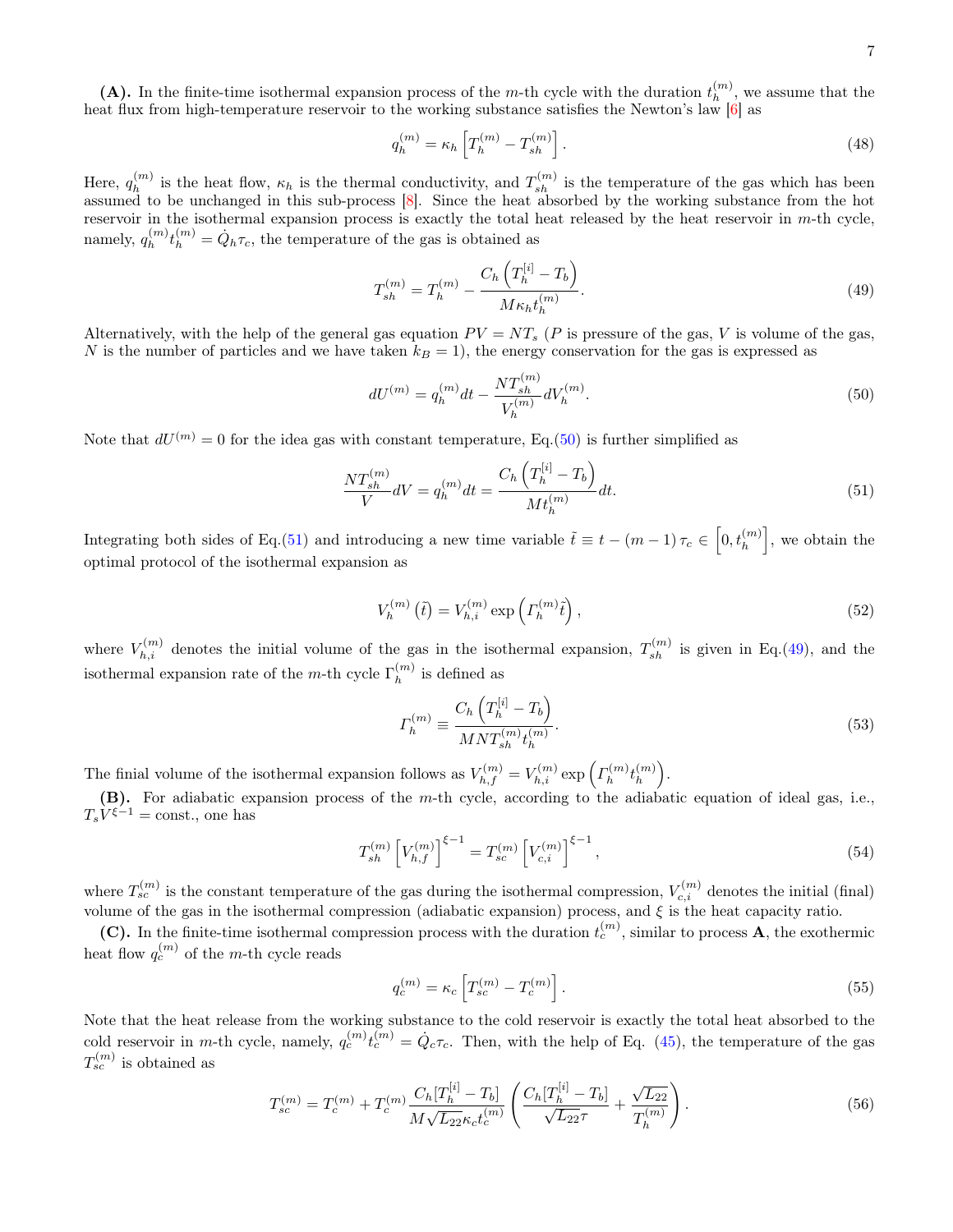**(A).** In the finite-time isothermal expansion process of the $m$-th cycle with the duration $t_h^{(m)}$, we assume that the heat flux from high-temperature reservoir to the working substance satisfies the Newton's law [6] as

$$q_h^{(m)} = \kappa_h \left[ T_h^{(m)} - T_{sh}^{(m)} \right]. \tag{48}$$

Here, $q_h^{(m)}$ is the heat flow, $\kappa_h$ is the thermal conductivity, and $T_{sh}^{(m)}$ is the temperature of the gas which has been assumed to be unchanged in this sub-process [8]. Since the heat absorbed by the working substance from the hot reservoir in the isothermal expansion process is exactly the total heat released by the heat reservoir in $m$-th cycle, namely, $q_h^{(m)} t_h^{(m)} = \dot{Q}_h \tau_c$, the temperature of the gas is obtained as

$$T_{sh}^{(m)} = T_h^{(m)} - \frac{C_h \left( T_h^{[i]} - T_b \right)}{M \kappa_h t_h^{(m)}}. \tag{49}$$

Alternatively, with the help of the general gas equation $PV = NT_s$ ($P$ is pressure of the gas, $V$ is volume of the gas, $N$ is the number of particles and we have taken $k_B = 1$), the energy conservation for the gas is expressed as

$$dU^{(m)} = q_h^{(m)} dt - \frac{N T_{sh}^{(m)}}{V_h^{(m)}} dV_h^{(m)}. \tag{50}$$

Note that $dU^{(m)} = 0$ for the idea gas with constant temperature, Eq.(50) is further simplified as

$$\frac{N T_{sh}^{(m)}}{V} dV = q_h^{(m)} dt = \frac{C_h \left( T_h^{[i]} - T_b \right)}{M t_h^{(m)}} dt. \tag{51}$$

Integrating both sides of Eq.(51) and introducing a new time variable $\tilde{t} \equiv t - (m-1)\tau_c \in \left[0, t_h^{(m)}\right]$, we obtain the optimal protocol of the isothermal expansion as

$$V_h^{(m)}\left(\tilde{t}\right) = V_{h,i}^{(m)} \exp\left( \Gamma_h^{(m)} \tilde{t} \right), \tag{52}$$

where $V_{h,i}^{(m)}$ denotes the initial volume of the gas in the isothermal expansion, $T_{sh}^{(m)}$ is given in Eq.(49), and the isothermal expansion rate of the $m$-th cycle $\Gamma_h^{(m)}$ is defined as

$$\Gamma_h^{(m)} \equiv \frac{C_h \left( T_h^{[i]} - T_b \right)}{M N T_{sh}^{(m)} t_h^{(m)}}. \tag{53}$$

The finial volume of the isothermal expansion follows as $V_{h,f}^{(m)} = V_{h,i}^{(m)} \exp\left( \Gamma_h^{(m)} t_h^{(m)} \right)$.

**(B).** For adiabatic expansion process of the $m$-th cycle, according to the adiabatic equation of ideal gas, i.e., $T_s V^{\xi - 1} = \text{const.}$, one has

$$T_{sh}^{(m)} \left[ V_{h,f}^{(m)} \right]^{\xi - 1} = T_{sc}^{(m)} \left[ V_{c,i}^{(m)} \right]^{\xi - 1}, \tag{54}$$

where $T_{sc}^{(m)}$ is the constant temperature of the gas during the isothermal compression, $V_{c,i}^{(m)}$ denotes the initial (final) volume of the gas in the isothermal compression (adiabatic expansion) process, and $\xi$ is the heat capacity ratio.

**(C).** In the finite-time isothermal compression process with the duration $t_c^{(m)}$, similar to process **A**, the exothermic heat flow $q_c^{(m)}$ of the $m$-th cycle reads

$$q_c^{(m)} = \kappa_c \left[ T_{sc}^{(m)} - T_c^{(m)} \right]. \tag{55}$$

Note that the heat release from the working substance to the cold reservoir is exactly the total heat absorbed to the cold reservoir in $m$-th cycle, namely, $q_c^{(m)} t_c^{(m)} = \dot{Q}_c \tau_c$. Then, with the help of Eq. (45), the temperature of the gas $T_{sc}^{(m)}$ is obtained as

$$T_{sc}^{(m)} = T_c^{(m)} + T_c^{(m)} \frac{C_h [T_h^{[i]} - T_b]}{M \sqrt{L_{22}} \kappa_c t_c^{(m)}} \left( \frac{C_h [T_h^{[i]} - T_b]}{\sqrt{L_{22}} \tau} + \frac{\sqrt{L_{22}}}{T_h^{(m)}} \right). \tag{56}$$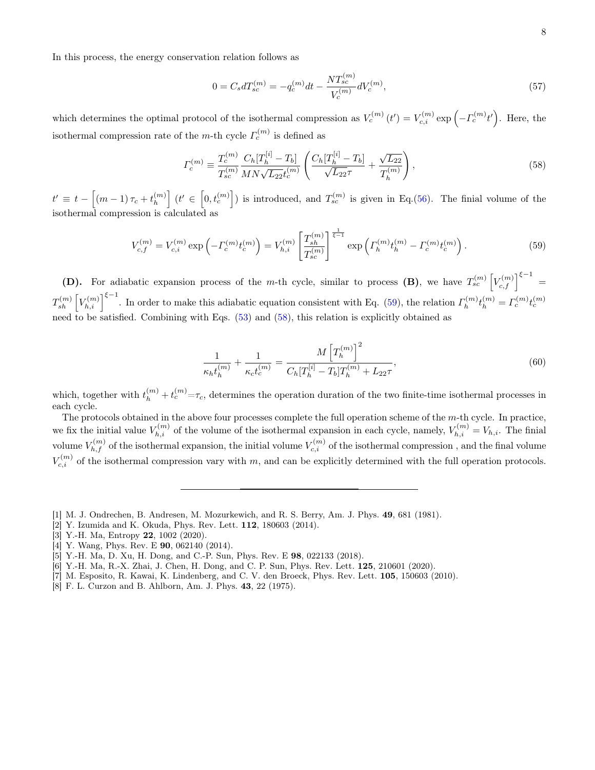In this process, the energy conservation relation follows as

$$0 = C_s dT_{sc}^{(m)} = -q_c^{(m)} dt - \frac{N T_{sc}^{(m)}}{V_c^{(m)}} dV_c^{(m)}, \tag{57}$$

which determines the optimal protocol of the isothermal compression as $V_c^{(m)}(t') = V_{c,i}^{(m)} \exp\left(-\mathit{\Gamma}_c^{(m)} t'\right)$. Here, the isothermal compression rate of the $m$-th cycle $\mathit{\Gamma}_c^{(m)}$ is defined as

$$\mathit{\Gamma}_c^{(m)} \equiv \frac{T_c^{(m)}}{T_{sc}^{(m)}} \frac{C_h[T_h^{[i]} - T_b]}{MN\sqrt{L_{22}} t_c^{(m)}} \left( \frac{C_h[T_h^{[i]} - T_b]}{\sqrt{L_{22}}\tau} + \frac{\sqrt{L_{22}}}{T_h^{(m)}} \right), \tag{58}$$

$t' \equiv t - \left[(m-1)\tau_c + t_h^{(m)}\right]$ ($t' \in \left[0, t_c^{(m)}\right]$) is introduced, and $T_{sc}^{(m)}$ is given in Eq.(56). The finial volume of the isothermal compression is calculated as

$$V_{c,f}^{(m)} = V_{c,i}^{(m)} \exp\left(-\mathit{\Gamma}_c^{(m)} t_c^{(m)}\right) = V_{h,i}^{(m)} \left[\frac{T_{sh}^{(m)}}{T_{sc}^{(m)}}\right]^{\frac{1}{\xi-1}} \exp\left(\mathit{\Gamma}_h^{(m)} t_h^{(m)} - \mathit{\Gamma}_c^{(m)} t_c^{(m)}\right). \tag{59}$$

**(D).** For adiabatic expansion process of the $m$-th cycle, similar to process **(B)**, we have $T_{sc}^{(m)}\left[V_{c,f}^{(m)}\right]^{\xi-1} = T_{sh}^{(m)}\left[V_{h,i}^{(m)}\right]^{\xi-1}$. In order to make this adiabatic equation consistent with Eq. (59), the relation $\mathit{\Gamma}_h^{(m)} t_h^{(m)} = \mathit{\Gamma}_c^{(m)} t_c^{(m)}$ need to be satisfied. Combining with Eqs. (53) and (58), this relation is explicitly obtained as

$$\frac{1}{\kappa_h t_h^{(m)}} + \frac{1}{\kappa_c t_c^{(m)}} = \frac{M\left[T_h^{(m)}\right]^2}{C_h[T_h^{[i]} - T_b] T_h^{(m)} + L_{22}\tau}, \tag{60}$$

which, together with $t_h^{(m)} + t_c^{(m)} = \tau_c$, determines the operation duration of the two finite-time isothermal processes in each cycle.

The protocols obtained in the above four processes complete the full operation scheme of the $m$-th cycle. In practice, we fix the initial value $V_{h,i}^{(m)}$ of the volume of the isothermal expansion in each cycle, namely, $V_{h,i}^{(m)} = V_{h,i}$. The finial volume $V_{h,f}^{(m)}$ of the isothermal expansion, the initial volume $V_{c,i}^{(m)}$ of the isothermal compression , and the final volume $V_{c,i}^{(m)}$ of the isothermal compression vary with $m$, and can be explicitly determined with the full operation protocols.

---

[1] M. J. Ondrechen, B. Andresen, M. Mozurkewich, and R. S. Berry, Am. J. Phys. **49**, 681 (1981).
[2] Y. Izumida and K. Okuda, Phys. Rev. Lett. **112**, 180603 (2014).
[3] Y.-H. Ma, Entropy **22**, 1002 (2020).
[4] Y. Wang, Phys. Rev. E **90**, 062140 (2014).
[5] Y.-H. Ma, D. Xu, H. Dong, and C.-P. Sun, Phys. Rev. E **98**, 022133 (2018).
[6] Y.-H. Ma, R.-X. Zhai, J. Chen, H. Dong, and C. P. Sun, Phys. Rev. Lett. **125**, 210601 (2020).
[7] M. Esposito, R. Kawai, K. Lindenberg, and C. V. den Broeck, Phys. Rev. Lett. **105**, 150603 (2010).
[8] F. L. Curzon and B. Ahlborn, Am. J. Phys. **43**, 22 (1975).